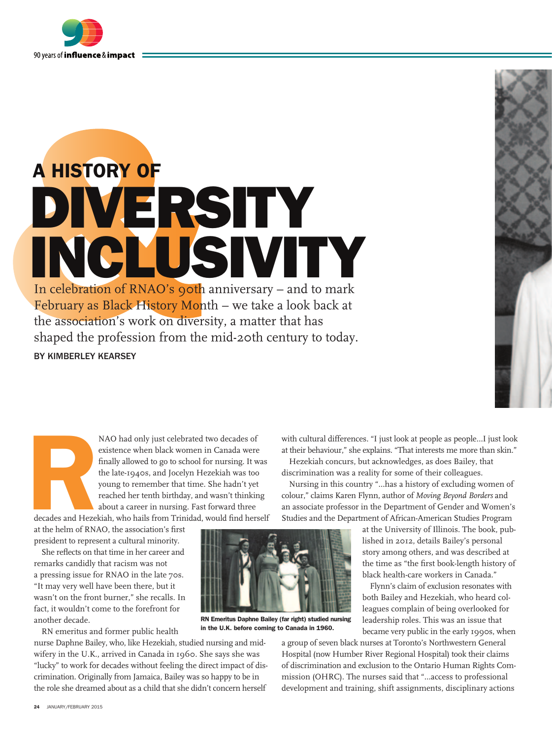# A HISTORY OF DIVERSITY & INCLUSIVITY

In celebration of RNAO's 90th anniversary – and to mark February as Black History Month – we take a look back at the association's work on diversity, a matter that has shaped the profession from the mid-20th century to today.

BY KIMBERLEY KEARSEY

RNAO had only just celebrated two decades of existence when black women in Canada were finally allowed to go to school for nursing. It was the late-1940s, and Jocelyn Hezekiah was too young to remember that time. She hadn't yet reached her tenth birthday, and wasn't thinking about a career in nursing. Fast forward three decades and Hezekiah, who hails from Trinidad, would find herself at the helm of RNAO, the association's first president to represent a cultural minority.

She reflects on that time in her career and remarks candidly that racism was not a pressing issue for RNAO in the late 70s. "It may very well have been there, but it wasn't on the front burner," she recalls. In fact, it wouldn't come to the forefront for another decade.

RN emeritus and former public health nurse Daphne Bailey, who, like Hezekiah, studied nursing and midwifery in the U.K., arrived in Canada in 1960. She says she was "lucky" to work for decades without feeling the direct impact of discrimination. Originally from Jamaica, Bailey was so happy to be in the role she dreamed about as a child that she didn't concern herself with cultural differences. "I just look at people as people...I just look at their behaviour," she explains. "That interests me more than skin."

Hezekiah concurs, but acknowledges, as does Bailey, that discrimination was a reality for some of their colleagues.

Nursing in this country "...has a history of excluding women of colour," claims Karen Flynn, author of *Moving Beyond Borders* and an associate professor in the Department of Gender and Women's Studies and the Department of African-American Studies Program at the University of Illinois. The book, published in 2012, details Bailey's personal story among others, and was described at the time as "the first book-length history of black health-care workers in Canada."

**RN Emeritus Daphne Bailey (far right) studied nursing in the U.K. before coming to Canada in 1960.**

Flynn's claim of exclusion resonates with both Bailey and Hezekiah, who heard colleagues complain of being overlooked for leadership roles. This was an issue that became very public in the early 1990s, when a group of seven black nurses at Toronto's Northwestern General Hospital (now Humber River Regional Hospital) took their claims of discrimination and exclusion to the Ontario Human Rights Commission (OHRC). The nurses said that "...access to professional development and training, shift assignments, disciplinary actions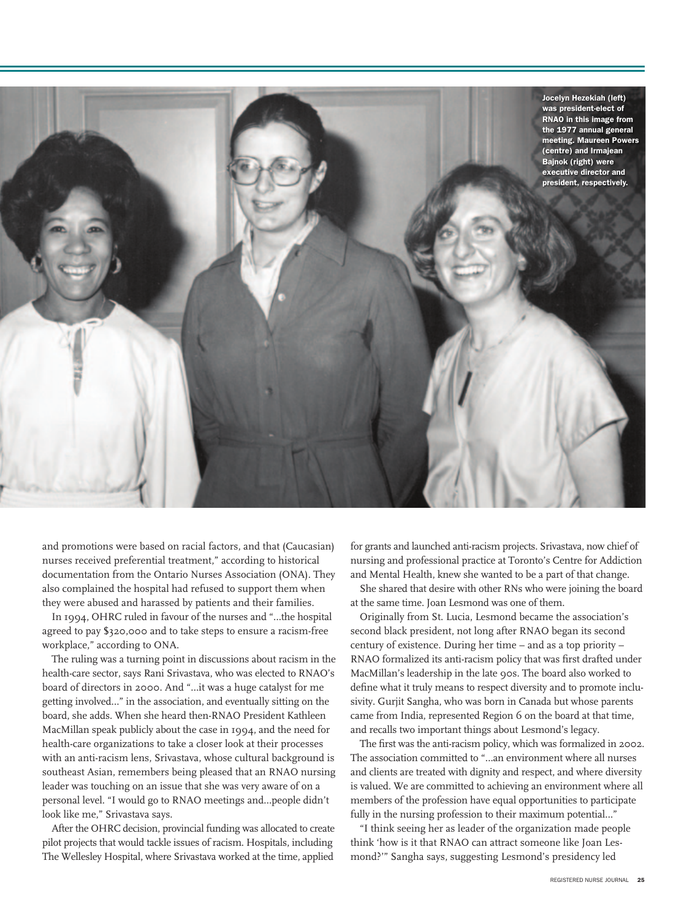Jocelyn Hezekiah (left) was president-elect of RNAO in this image from the 1977 annual general meeting. Maureen Powers (centre) and Irmajean Bajnok (right) were executive director and president, respectively.

and promotions were based on racial factors, and that (Caucasian) nurses received preferential treatment," according to historical documentation from the Ontario Nurses Association (ONA). They also complained the hospital had refused to support them when they were abused and harassed by patients and their families.

In 1994, OHRC ruled in favour of the nurses and "...the hospital agreed to pay $320,000 and to take steps to ensure a racism-free workplace," according to ONA.

The ruling was a turning point in discussions about racism in the health-care sector, says Rani Srivastava, who was elected to RNAO's board of directors in 2000. And "...it was a huge catalyst for me getting involved..." in the association, and eventually sitting on the board, she adds. When she heard then-RNAO President Kathleen MacMillan speak publicly about the case in 1994, and the need for health-care organizations to take a closer look at their processes with an anti-racism lens, Srivastava, whose cultural background is southeast Asian, remembers being pleased that an RNAO nursing leader was touching on an issue that she was very aware of on a personal level. "I would go to RNAO meetings and...people didn't look like me," Srivastava says.

After the OHRC decision, provincial funding was allocated to create pilot projects that would tackle issues of racism. Hospitals, including The Wellesley Hospital, where Srivastava worked at the time, applied for grants and launched anti-racism projects. Srivastava, now chief of nursing and professional practice at Toronto's Centre for Addiction and Mental Health, knew she wanted to be a part of that change.

She shared that desire with other RNs who were joining the board at the same time. Joan Lesmond was one of them.

Originally from St. Lucia, Lesmond became the association's second black president, not long after RNAO began its second century of existence. During her time – and as a top priority – RNAO formalized its anti-racism policy that was first drafted under MacMillan's leadership in the late 90s. The board also worked to define what it truly means to respect diversity and to promote inclusivity. Gurjit Sangha, who was born in Canada but whose parents came from India, represented Region 6 on the board at that time, and recalls two important things about Lesmond's legacy.

The first was the anti-racism policy, which was formalized in 2002. The association committed to "...an environment where all nurses and clients are treated with dignity and respect, and where diversity is valued. We are committed to achieving an environment where all members of the profession have equal opportunities to participate fully in the nursing profession to their maximum potential..."

"I think seeing her as leader of the organization made people think 'how is it that RNAO can attract someone like Joan Lesmond?'" Sangha says, suggesting Lesmond's presidency led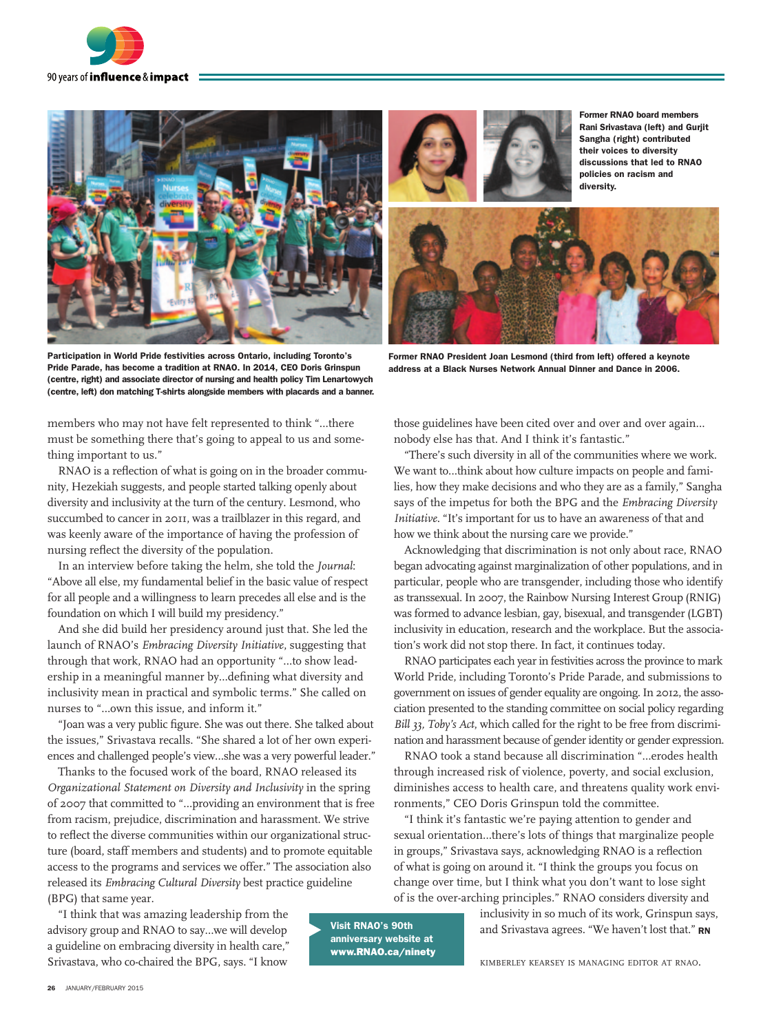Participation in World Pride festivities across Ontario, including Toronto's Pride Parade, has become a tradition at RNAO. In 2014, CEO Doris Grinspun (centre, right) and associate director of nursing and health policy Tim Lenartowych (centre, left) don matching T-shirts alongside members with placards and a banner.

Former RNAO board members Rani Srivastava (left) and Gurjit Sangha (right) contributed their voices to diversity discussions that led to RNAO policies on racism and diversity.

Former RNAO President Joan Lesmond (third from left) offered a keynote address at a Black Nurses Network Annual Dinner and Dance in 2006.

members who may not have felt represented to think "...there must be something there that's going to appeal to us and something important to us."

RNAO is a reflection of what is going on in the broader community, Hezekiah suggests, and people started talking openly about diversity and inclusivity at the turn of the century. Lesmond, who succumbed to cancer in 2011, was a trailblazer in this regard, and was keenly aware of the importance of having the profession of nursing reflect the diversity of the population.

In an interview before taking the helm, she told the *Journal*: "Above all else, my fundamental belief in the basic value of respect for all people and a willingness to learn precedes all else and is the foundation on which I will build my presidency."

And she did build her presidency around just that. She led the launch of RNAO's *Embracing Diversity Initiative*, suggesting that through that work, RNAO had an opportunity "...to show leadership in a meaningful manner by...defining what diversity and inclusivity mean in practical and symbolic terms." She called on nurses to "...own this issue, and inform it."

"Joan was a very public figure. She was out there. She talked about the issues," Srivastava recalls. "She shared a lot of her own experiences and challenged people's view...she was a very powerful leader."

Thanks to the focused work of the board, RNAO released its *Organizational Statement on Diversity and Inclusivity* in the spring of 2007 that committed to "...providing an environment that is free from racism, prejudice, discrimination and harassment. We strive to reflect the diverse communities within our organizational structure (board, staff members and students) and to promote equitable access to the programs and services we offer." The association also released its *Embracing Cultural Diversity* best practice guideline (BPG) that same year.

"I think that was amazing leadership from the advisory group and RNAO to say...we will develop a guideline on embracing diversity in health care," Srivastava, who co-chaired the BPG, says. "I know those guidelines have been cited over and over and over again... nobody else has that. And I think it's fantastic."

"There's such diversity in all of the communities where we work. We want to...think about how culture impacts on people and families, how they make decisions and who they are as a family," Sangha says of the impetus for both the BPG and the *Embracing Diversity Initiative*. "It's important for us to have an awareness of that and how we think about the nursing care we provide."

Acknowledging that discrimination is not only about race, RNAO began advocating against marginalization of other populations, and in particular, people who are transgender, including those who identify as transsexual. In 2007, the Rainbow Nursing Interest Group (RNIG) was formed to advance lesbian, gay, bisexual, and transgender (LGBT) inclusivity in education, research and the workplace. But the association's work did not stop there. In fact, it continues today.

RNAO participates each year in festivities across the province to mark World Pride, including Toronto's Pride Parade, and submissions to government on issues of gender equality are ongoing. In 2012, the association presented to the standing committee on social policy regarding *Bill 33, Toby's Act*, which called for the right to be free from discrimination and harassment because of gender identity or gender expression.

RNAO took a stand because all discrimination "...erodes health through increased risk of violence, poverty, and social exclusion, diminishes access to health care, and threatens quality work environments," CEO Doris Grinspun told the committee.

"I think it's fantastic we're paying attention to gender and sexual orientation...there's lots of things that marginalize people in groups," Srivastava says, acknowledging RNAO is a reflection of what is going on around it. "I think the groups you focus on change over time, but I think what you don't want to lose sight of is the over-arching principles." RNAO considers diversity and inclusivity in so much of its work, Grinspun says, and Srivastava agrees. "We haven't lost that." **RN**

**Visit RNAO's 90th anniversary website at www.RNAO.ca/ninety**

KIMBERLEY KEARSEY IS MANAGING EDITOR AT RNAO.